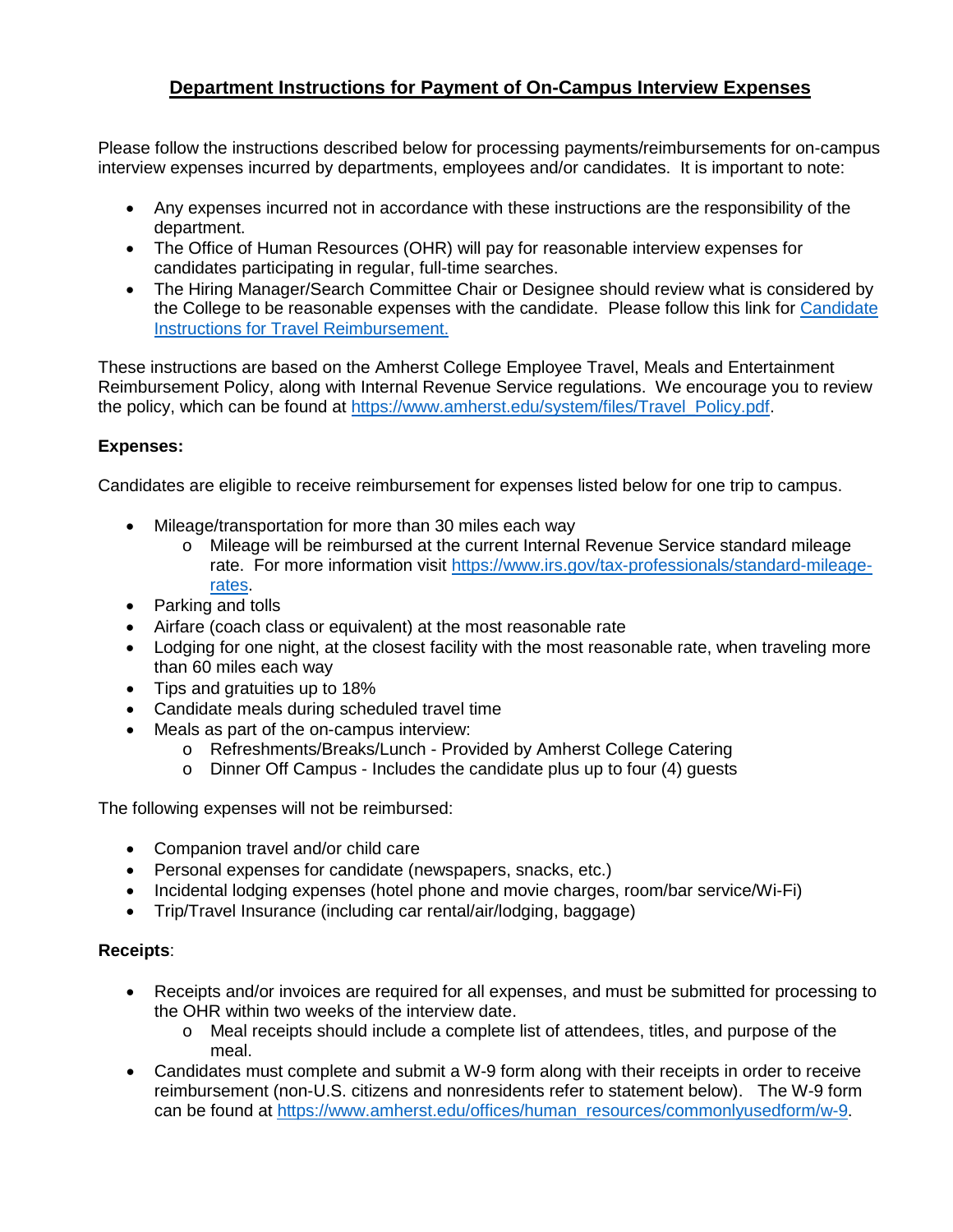# Department Instructions for Payment of On-Campus Interview Expenses

Please follow the instructions described below for processing payments/reimbursements for on-campus interview expenses incurred by departments, employees and/or candidates. It is important to note:

- Any expenses incurred not in accordance with these instructions are the responsibility of the department.
- The Office of Human Resources (OHR) will pay for reasonable interview expenses for candidates participating in regular, full-time searches.
- The Hiring Manager/Search Committee Chair or Designee should review what is considered by the College to be reasonable expenses with the candidate. Please follow this link for [Candidate Instructions for Travel Reimbursement.]()

These instructions are based on the Amherst College Employee Travel, Meals and Entertainment Reimbursement Policy, along with Internal Revenue Service regulations. We encourage you to review the policy, which can be found at [https://www.amherst.edu/system/files/Travel_Policy.pdf](https://www.amherst.edu/system/files/Travel_Policy.pdf).

**Expenses:**

Candidates are eligible to receive reimbursement for expenses listed below for one trip to campus.

- Mileage/transportation for more than 30 miles each way
  - Mileage will be reimbursed at the current Internal Revenue Service standard mileage rate. For more information visit [https://www.irs.gov/tax-professionals/standard-mileage-rates](https://www.irs.gov/tax-professionals/standard-mileage-rates).
- Parking and tolls
- Airfare (coach class or equivalent) at the most reasonable rate
- Lodging for one night, at the closest facility with the most reasonable rate, when traveling more than 60 miles each way
- Tips and gratuities up to 18%
- Candidate meals during scheduled travel time
- Meals as part of the on-campus interview:
  - Refreshments/Breaks/Lunch - Provided by Amherst College Catering
  - Dinner Off Campus - Includes the candidate plus up to four (4) guests

The following expenses will not be reimbursed:

- Companion travel and/or child care
- Personal expenses for candidate (newspapers, snacks, etc.)
- Incidental lodging expenses (hotel phone and movie charges, room/bar service/Wi-Fi)
- Trip/Travel Insurance (including car rental/air/lodging, baggage)

**Receipts**:

- Receipts and/or invoices are required for all expenses, and must be submitted for processing to the OHR within two weeks of the interview date.
  - Meal receipts should include a complete list of attendees, titles, and purpose of the meal.
- Candidates must complete and submit a W-9 form along with their receipts in order to receive reimbursement (non-U.S. citizens and nonresidents refer to statement below). The W-9 form can be found at [https://www.amherst.edu/offices/human_resources/commonlyusedform/w-9](https://www.amherst.edu/offices/human_resources/commonlyusedform/w-9).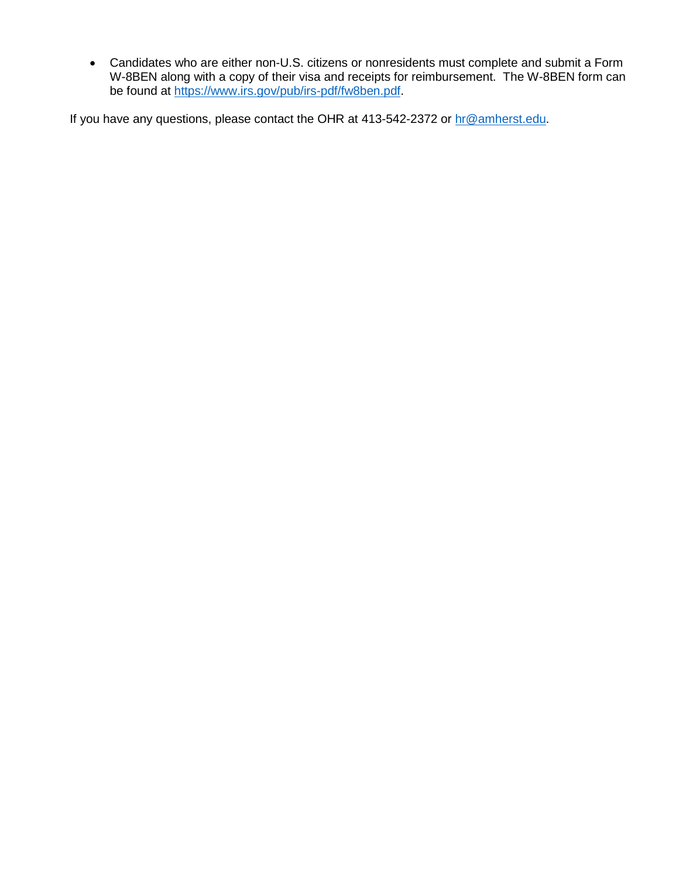- Candidates who are either non-U.S. citizens or nonresidents must complete and submit a Form W-8BEN along with a copy of their visa and receipts for reimbursement. The W-8BEN form can be found at https://www.irs.gov/pub/irs-pdf/fw8ben.pdf.

If you have any questions, please contact the OHR at 413-542-2372 or hr@amherst.edu.